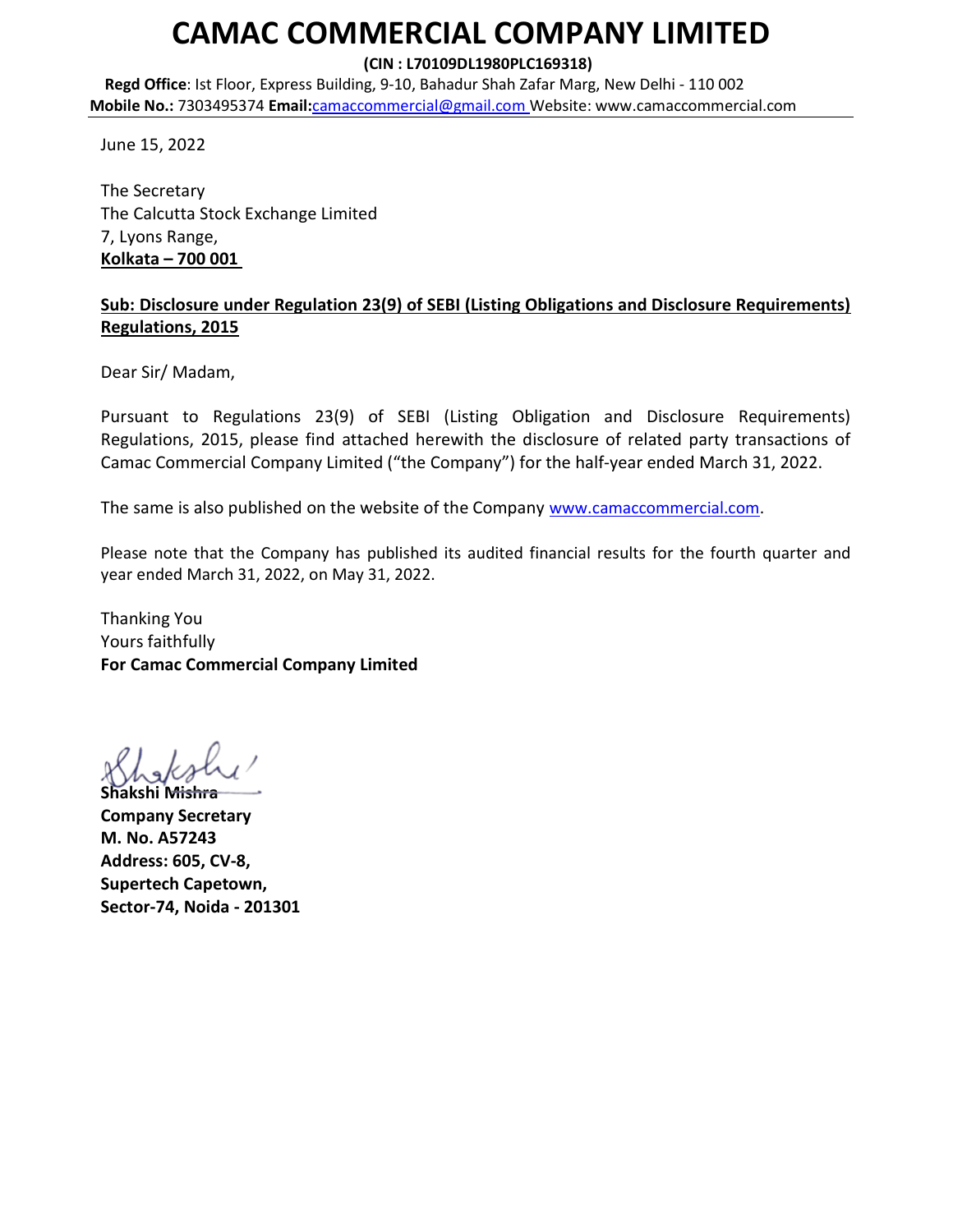# CAMAC COMMERCIAL COMPANY LIMITED

**(CIN : L70109DL1980PLC169318)**

**Regd Office**: Ist Floor, Express Building, 9-10, Bahadur Shah Zafar Marg, New Delhi - 110 002
**Mobile No.:** 7303495374 **Email:**camaccommercial@gmail.com Website: www.camaccommercial.com

June 15, 2022

The Secretary
The Calcutta Stock Exchange Limited
7, Lyons Range,
**Kolkata – 700 001**

**Sub: Disclosure under Regulation 23(9) of SEBI (Listing Obligations and Disclosure Requirements) Regulations, 2015**

Dear Sir/ Madam,

Pursuant to Regulations 23(9) of SEBI (Listing Obligation and Disclosure Requirements) Regulations, 2015, please find attached herewith the disclosure of related party transactions of Camac Commercial Company Limited ("the Company") for the half-year ended March 31, 2022.

The same is also published on the website of the Company www.camaccommercial.com.

Please note that the Company has published its audited financial results for the fourth quarter and year ended March 31, 2022, on May 31, 2022.

Thanking You
Yours faithfully
**For Camac Commercial Company Limited**

**Shakshi Mishra**
**Company Secretary**
**M. No. A57243**
**Address: 605, CV-8,**
**Supertech Capetown,**
**Sector-74, Noida - 201301**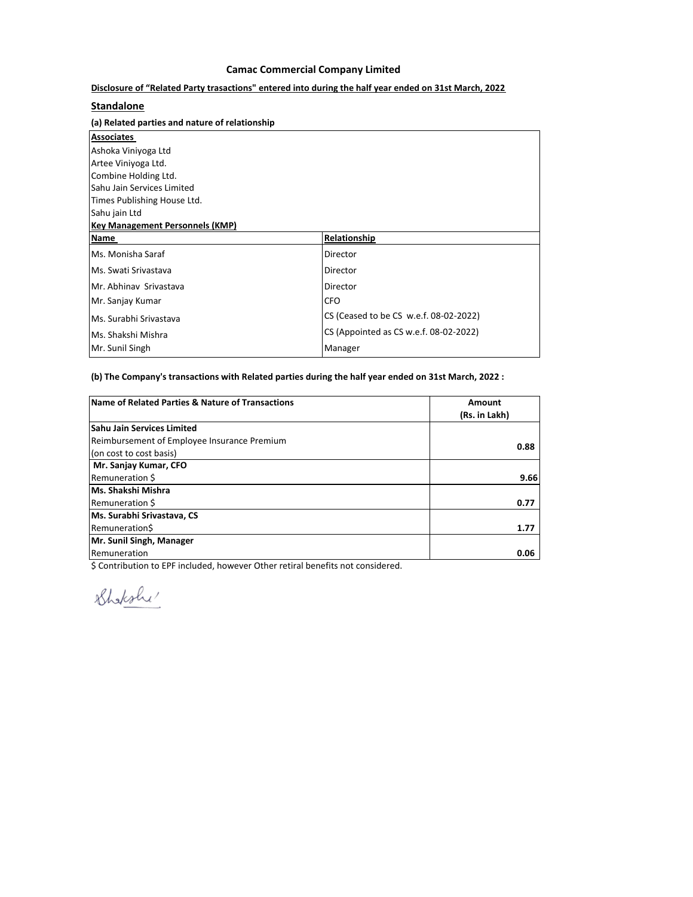**Camac Commercial Company Limited**

**Disclosure of "Related Party trasactions" entered into during the half year ended on 31st March, 2022**

## Standalone

**(a) Related parties and nature of relationship**

| **Associates** | |
| --- | --- |
| Ashoka Viniyoga Ltd | |
| Artee Viniyoga Ltd. | |
| Combine Holding Ltd. | |
| Sahu Jain Services Limited | |
| Times Publishing House Ltd. | |
| Sahu jain Ltd | |
| **Key Management Personnels (KMP)** | |
| **Name** | **Relationship** |
| Ms. Monisha Saraf | Director |
| Ms. Swati Srivastava | Director |
| Mr. Abhinav Srivastava | Director |
| Mr. Sanjay Kumar | CFO |
| Ms. Surabhi Srivastava | CS (Ceased to be CS w.e.f. 08-02-2022) |
| Ms. Shakshi Mishra | CS (Appointed as CS w.e.f. 08-02-2022) |
| Mr. Sunil Singh | Manager |

**(b) The Company's transactions with Related parties during the half year ended on 31st March, 2022 :**

| **Name of Related Parties & Nature of Transactions** | **Amount (Rs. in Lakh)** |
| --- | --- |
| **Sahu Jain Services Limited** | |
| Reimbursement of Employee Insurance Premium (on cost to cost basis) | **0.88** |
| **Mr. Sanjay Kumar, CFO** | |
| Remuneration $ | **9.66** |
| **Ms. Shakshi Mishra** | |
| Remuneration $ | **0.77** |
| **Ms. Surabhi Srivastava, CS** | |
| Remuneration$ | **1.77** |
| **Mr. Sunil Singh, Manager** | |
| Remuneration | **0.06** |

$ Contribution to EPF included, however Other retiral benefits not considered.

Shakshi